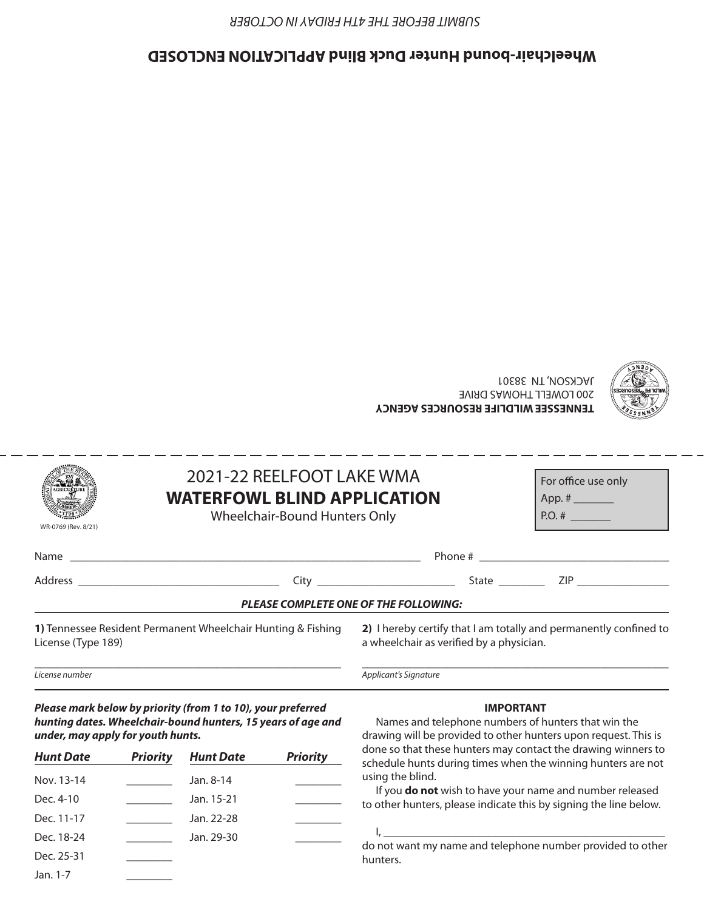SUBMIT BEFORE THE 4TH FRIDAY IN OCTOBER

**Wheelchair-bound Hunter Duck Blind APPLICATION ENCLOSED**

**TENNESSEE WILDLIFE RESOURCES AGENCY**
200 LOWELL THOMAS DRIVE
JACKSON, TN 38301

---

WR-0769 (Rev. 8/21)

# 2021-22 REELFOOT LAKE WMA
## WATERFOWL BLIND APPLICATION
Wheelchair-Bound Hunters Only

For office use only
App. # _______
P.O. # _______

Name ____________________________________________ Phone # ______________________________

Address ______________________________ City ______________________ State ________ ZIP ______________

***PLEASE COMPLETE ONE OF THE FOLLOWING:***

**1)** Tennessee Resident Permanent Wheelchair Hunting & Fishing License (Type 189)

_______________________________________________
*License number*

**2)** I hereby certify that I am totally and permanently confined to a wheelchair as verified by a physician.

_______________________________________________
*Applicant's Signature*

***Please mark below by priority (from 1 to 10), your preferred hunting dates. Wheelchair-bound hunters, 15 years of age and under, may apply for youth hunts.***

| *Hunt Date* | *Priority* | *Hunt Date* | *Priority* |
|---|---|---|---|
| Nov. 13-14 | ________ | Jan. 8-14 | ________ |
| Dec. 4-10 | ________ | Jan. 15-21 | ________ |
| Dec. 11-17 | ________ | Jan. 22-28 | ________ |
| Dec. 18-24 | ________ | Jan. 29-30 | ________ |
| Dec. 25-31 | ________ | | |
| Jan. 1-7 | ________ | | |

**IMPORTANT**

Names and telephone numbers of hunters that win the drawing will be provided to other hunters upon request. This is done so that these hunters may contact the drawing winners to schedule hunts during times when the winning hunters are not using the blind.

If you **do not** wish to have your name and number released to other hunters, please indicate this by signing the line below.

I, _______________________________________________
do not want my name and telephone number provided to other hunters.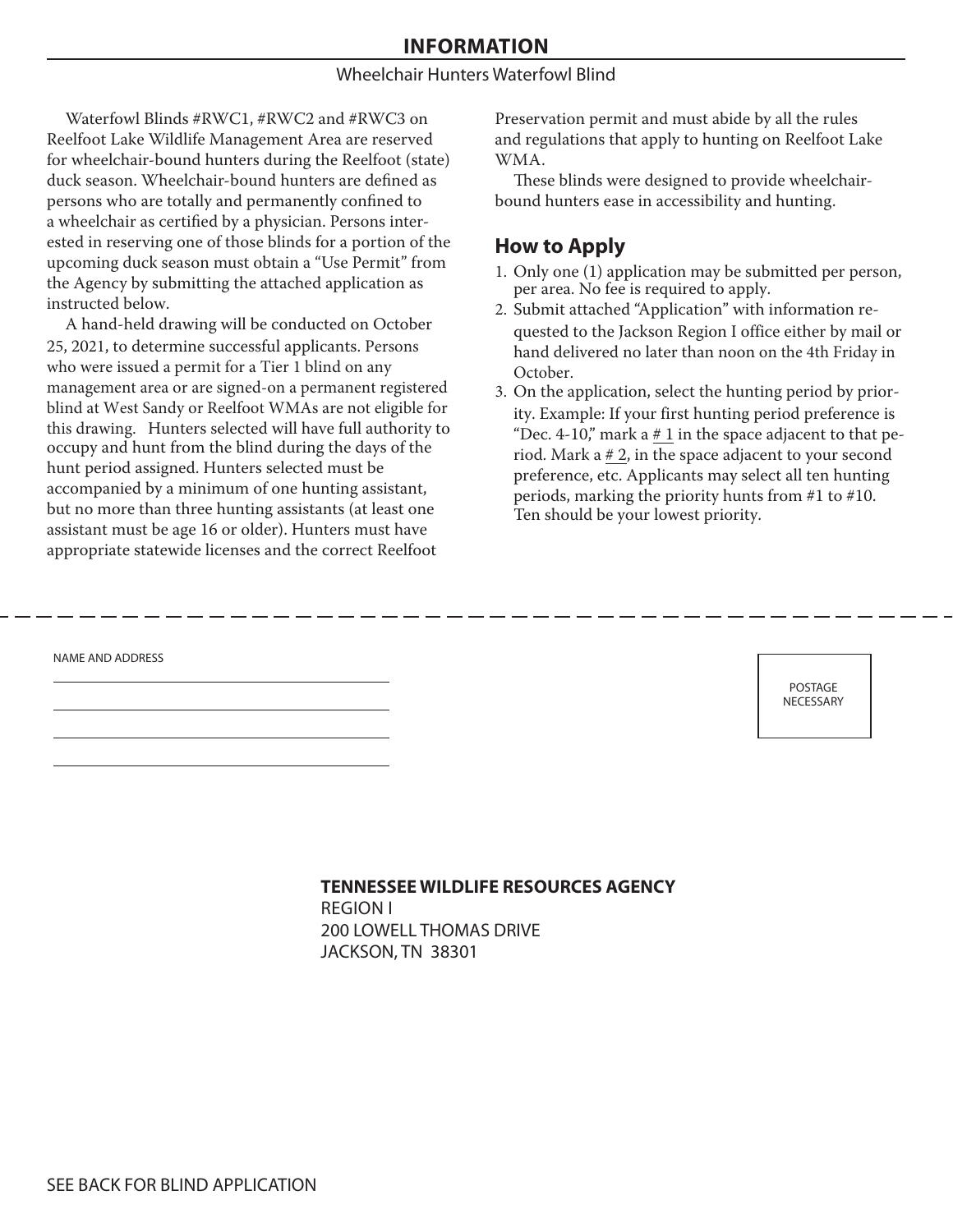# INFORMATION

Wheelchair Hunters Waterfowl Blind

Waterfowl Blinds #RWC1, #RWC2 and #RWC3 on Reelfoot Lake Wildlife Management Area are reserved for wheelchair-bound hunters during the Reelfoot (state) duck season. Wheelchair-bound hunters are defined as persons who are totally and permanently confined to a wheelchair as certified by a physician. Persons interested in reserving one of those blinds for a portion of the upcoming duck season must obtain a "Use Permit" from the Agency by submitting the attached application as instructed below.

A hand-held drawing will be conducted on October 25, 2021, to determine successful applicants. Persons who were issued a permit for a Tier 1 blind on any management area or are signed-on a permanent registered blind at West Sandy or Reelfoot WMAs are not eligible for this drawing. Hunters selected will have full authority to occupy and hunt from the blind during the days of the hunt period assigned. Hunters selected must be accompanied by a minimum of one hunting assistant, but no more than three hunting assistants (at least one assistant must be age 16 or older). Hunters must have appropriate statewide licenses and the correct Reelfoot Preservation permit and must abide by all the rules and regulations that apply to hunting on Reelfoot Lake WMA.

These blinds were designed to provide wheelchair-bound hunters ease in accessibility and hunting.

## How to Apply

1. Only one (1) application may be submitted per person, per area. No fee is required to apply.
2. Submit attached "Application" with information requested to the Jackson Region I office either by mail or hand delivered no later than noon on the 4th Friday in October.
3. On the application, select the hunting period by priority. Example: If your first hunting period preference is "Dec. 4-10," mark a # 1 in the space adjacent to that period. Mark a # 2, in the space adjacent to your second preference, etc. Applicants may select all ten hunting periods, marking the priority hunts from #1 to #10. Ten should be your lowest priority.

---

NAME AND ADDRESS

\_\_\_\_\_\_\_\_\_\_\_\_\_\_\_\_\_\_\_\_\_\_\_\_\_\_\_\_\_\_

\_\_\_\_\_\_\_\_\_\_\_\_\_\_\_\_\_\_\_\_\_\_\_\_\_\_\_\_\_\_

\_\_\_\_\_\_\_\_\_\_\_\_\_\_\_\_\_\_\_\_\_\_\_\_\_\_\_\_\_\_

\_\_\_\_\_\_\_\_\_\_\_\_\_\_\_\_\_\_\_\_\_\_\_\_\_\_\_\_\_\_

POSTAGE NECESSARY

**TENNESSEE WILDLIFE RESOURCES AGENCY**
REGION I
200 LOWELL THOMAS DRIVE
JACKSON, TN 38301

SEE BACK FOR BLIND APPLICATION